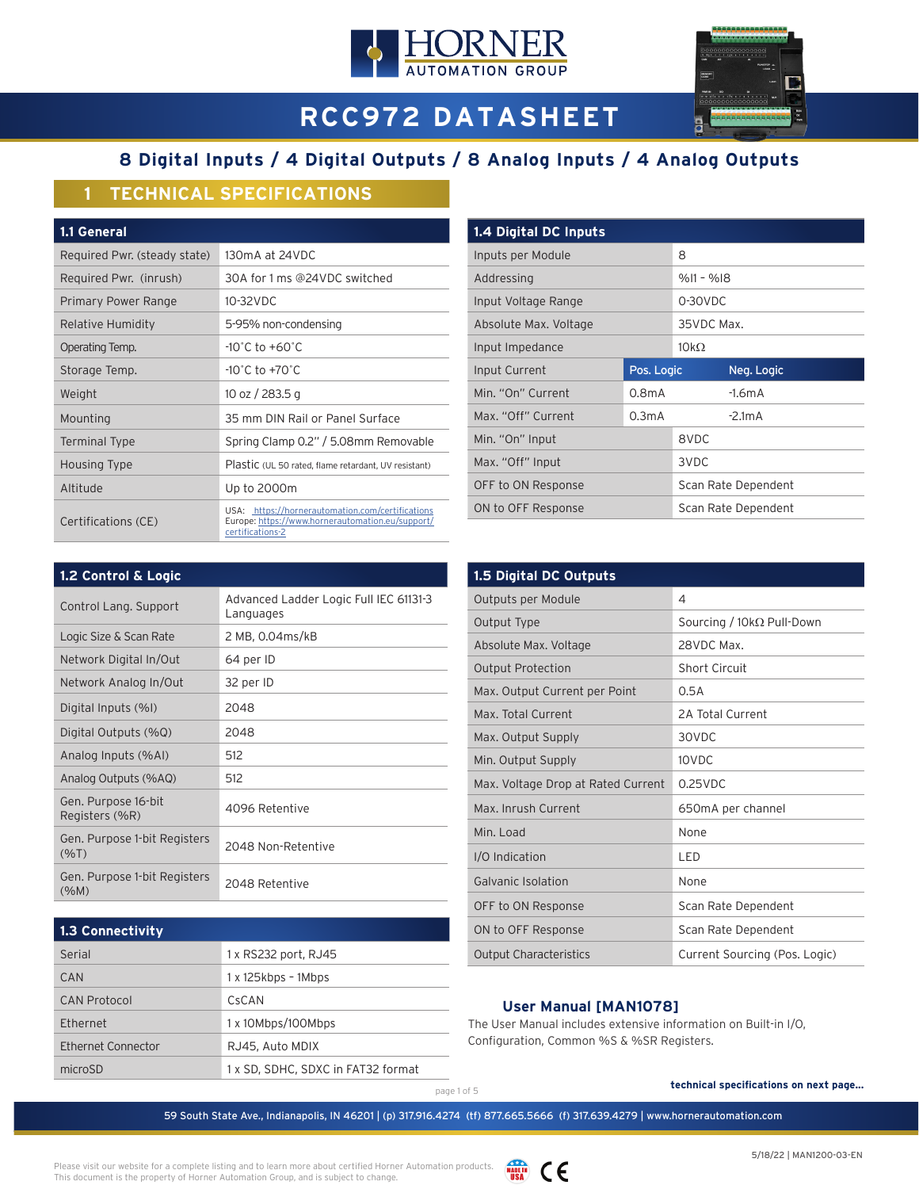# RCC972 DATASHEET

## 8 Digital Inputs / 4 Digital Outputs / 8 Analog Inputs / 4 Analog Outputs

## 1 TECHNICAL SPECIFICATIONS

### 1.1 General

| 1.1 General | |
|---|---|
| Required Pwr. (steady state) | 130mA at 24VDC |
| Required Pwr. (inrush) | 30A for 1 ms @24VDC switched |
| Primary Power Range | 10-32VDC |
| Relative Humidity | 5-95% non-condensing |
| Operating Temp. | -10˚C to +60˚C |
| Storage Temp. | -10˚C to +70˚C |
| Weight | 10 oz / 283.5 g |
| Mounting | 35 mm DIN Rail or Panel Surface |
| Terminal Type | Spring Clamp 0.2" / 5.08mm Removable |
| Housing Type | Plastic (UL 50 rated, flame retardant, UV resistant) |
| Altitude | Up to 2000m |
| Certifications (CE) | USA: https://hornerautomation.com/certifications Europe: https://www.hornerautomation.eu/support/certifications-2 |

### 1.2 Control & Logic

| 1.2 Control & Logic | |
|---|---|
| Control Lang. Support | Advanced Ladder Logic Full IEC 61131-3 Languages |
| Logic Size & Scan Rate | 2 MB, 0.04ms/kB |
| Network Digital In/Out | 64 per ID |
| Network Analog In/Out | 32 per ID |
| Digital Inputs (%I) | 2048 |
| Digital Outputs (%Q) | 2048 |
| Analog Inputs (%AI) | 512 |
| Analog Outputs (%AQ) | 512 |
| Gen. Purpose 16-bit Registers (%R) | 4096 Retentive |
| Gen. Purpose 1-bit Registers (%T) | 2048 Non-Retentive |
| Gen. Purpose 1-bit Registers (%M) | 2048 Retentive |

### 1.3 Connectivity

| 1.3 Connectivity | |
|---|---|
| Serial | 1 x RS232 port, RJ45 |
| CAN | 1 x 125kbps - 1Mbps |
| CAN Protocol | CsCAN |
| Ethernet | 1 x 10Mbps/100Mbps |
| Ethernet Connector | RJ45, Auto MDIX |
| microSD | 1 x SD, SDHC, SDXC in FAT32 format |

### 1.4 Digital DC Inputs

| 1.4 Digital DC Inputs | | |
|---|---|---|
| Inputs per Module | 8 | |
| Addressing | %I1 - %I8 | |
| Input Voltage Range | 0-30VDC | |
| Absolute Max. Voltage | 35VDC Max. | |
| Input Impedance | 10kΩ | |
| Input Current | Pos. Logic | Neg. Logic |
| Min. "On" Current | 0.8mA | -1.6mA |
| Max. "Off" Current | 0.3mA | -2.1mA |
| Min. "On" Input | 8VDC | |
| Max. "Off" Input | 3VDC | |
| OFF to ON Response | Scan Rate Dependent | |
| ON to OFF Response | Scan Rate Dependent | |

### 1.5 Digital DC Outputs

| 1.5 Digital DC Outputs | |
|---|---|
| Outputs per Module | 4 |
| Output Type | Sourcing / 10kΩ Pull-Down |
| Absolute Max. Voltage | 28VDC Max. |
| Output Protection | Short Circuit |
| Max. Output Current per Point | 0.5A |
| Max. Total Current | 2A Total Current |
| Max. Output Supply | 30VDC |
| Min. Output Supply | 10VDC |
| Max. Voltage Drop at Rated Current | 0.25VDC |
| Max. Inrush Current | 650mA per channel |
| Min. Load | None |
| I/O Indication | LED |
| Galvanic Isolation | None |
| OFF to ON Response | Scan Rate Dependent |
| ON to OFF Response | Scan Rate Dependent |
| Output Characteristics | Current Sourcing (Pos. Logic) |

### User Manual [MAN1078]

The User Manual includes extensive information on Built-in I/O, Configuration, Common %S & %SR Registers.

**technical specifications on next page...**

59 South State Ave., Indianapolis, IN 46201 | (p) 317.916.4274 (tf) 877.665.5666 (f) 317.639.4279 | www.hornerautomation.com

5/18/22 | MAN1200-03-EN

Please visit our website for a complete listing and to learn more about certified Horner Automation products. This document is the property of Horner Automation Group, and is subject to change.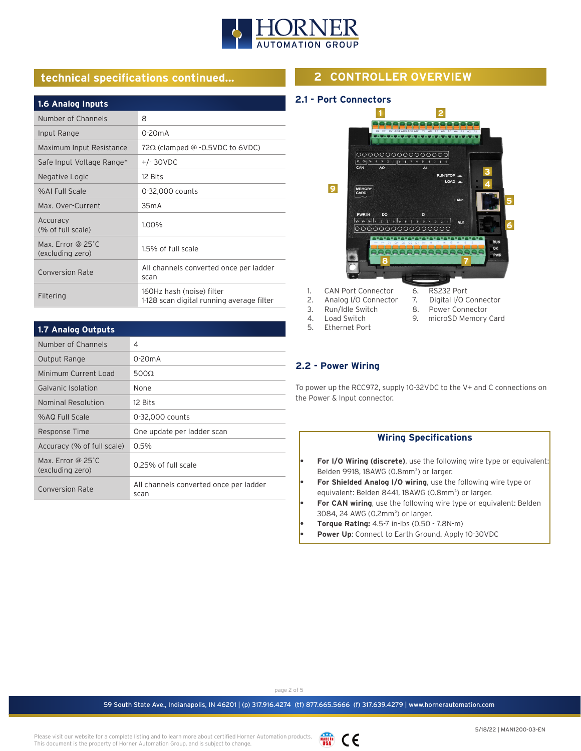## technical specifications continued...

| 1.6 Analog Inputs | |
|---|---|
| Number of Channels | 8 |
| Input Range | 0-20mA |
| Maximum Input Resistance | 72Ω (clamped @ -0.5VDC to 6VDC) |
| Safe Input Voltage Range* | +/- 30VDC |
| Negative Logic | 12 Bits |
| %AI Full Scale | 0-32,000 counts |
| Max. Over-Current | 35mA |
| Accuracy (% of full scale) | 1.00% |
| Max. Error @ 25°C (excluding zero) | 1.5% of full scale |
| Conversion Rate | All channels converted once per ladder scan |
| Filtering | 160Hz hash (noise) filter<br>1-128 scan digital running average filter |

| 1.7 Analog Outputs | |
|---|---|
| Number of Channels | 4 |
| Output Range | 0-20mA |
| Minimum Current Load | 500Ω |
| Galvanic Isolation | None |
| Nominal Resolution | 12 Bits |
| %AQ Full Scale | 0-32,000 counts |
| Response Time | One update per ladder scan |
| Accuracy (% of full scale) | 0.5% |
| Max. Error @ 25°C (excluding zero) | 0.25% of full scale |
| Conversion Rate | All channels converted once per ladder scan |

## 2 CONTROLLER OVERVIEW

### 2.1 - Port Connectors

1. CAN Port Connector
2. Analog I/O Connector
3. Run/Idle Switch
4. Load Switch
5. Ethernet Port
6. RS232 Port
7. Digital I/O Connector
8. Power Connector
9. microSD Memory Card

### 2.2 - Power Wiring

To power up the RCC972, supply 10-32VDC to the V+ and C connections on the Power & Input connector.

**Wiring Specifications**

- **For I/O Wiring (discrete)**, use the following wire type or equivalent: Belden 9918, 18AWG (0.8mm²) or larger.
- **For Shielded Analog I/O wiring**, use the following wire type or equivalent: Belden 8441, 18AWG (0.8mm²) or larger.
- **For CAN wiring**, use the following wire type or equivalent: Belden 3084, 24 AWG (0.2mm²) or larger.
- **Torque Rating:** 4.5-7 in-lbs (0.50 - 7.8N-m)
- **Power Up**: Connect to Earth Ground. Apply 10-30VDC

59 South State Ave., Indianapolis, IN 46201 | (p) 317.916.4274 (tf) 877.665.5666 (f) 317.639.4279 | www.hornerautomation.com

5/18/22 | MAN1200-03-EN

Please visit our website for a complete listing and to learn more about certified Horner Automation products. This document is the property of Horner Automation Group, and is subject to change.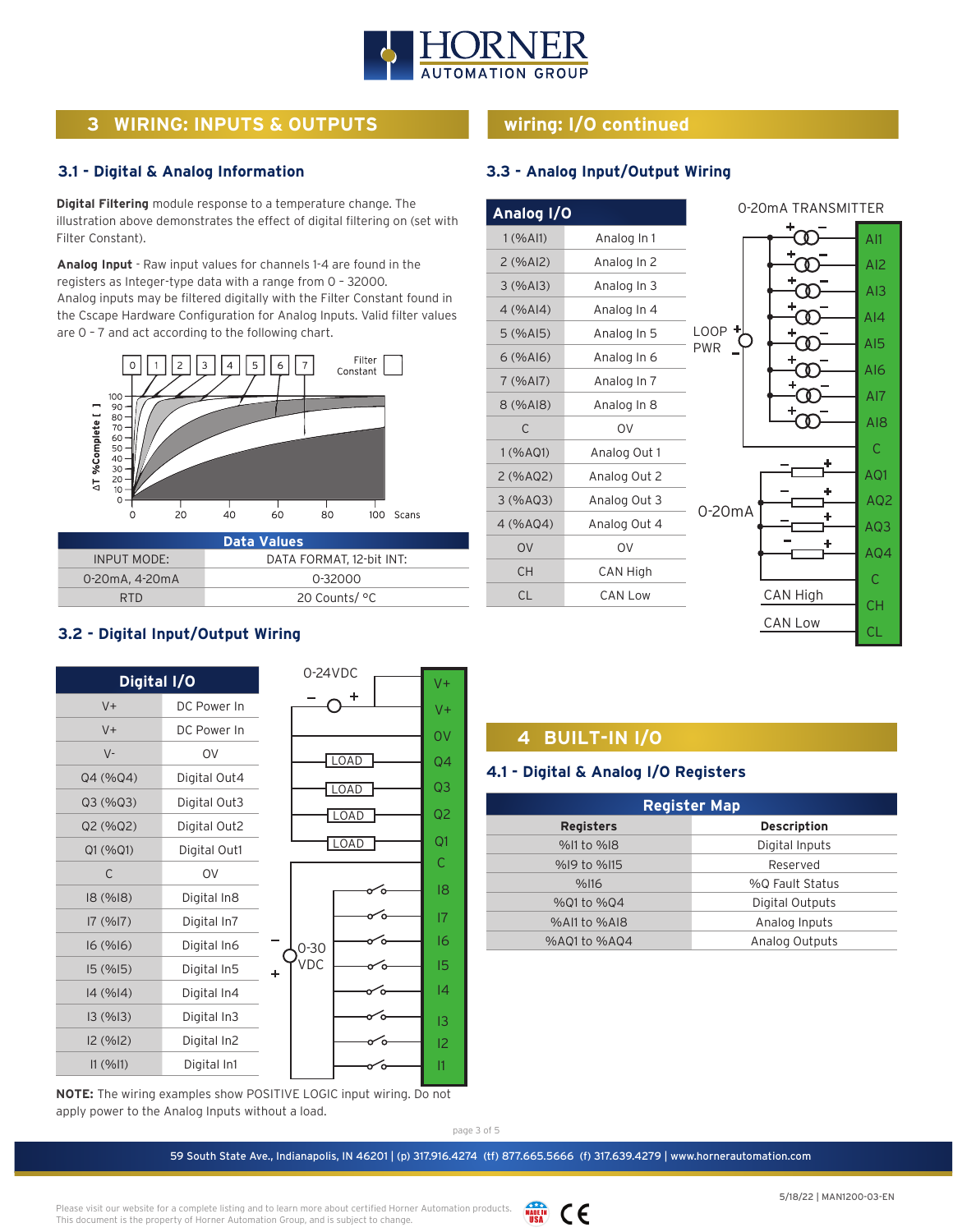# 3 WIRING: INPUTS & OUTPUTS

## 3.1 - Digital & Analog Information

**Digital Filtering** module response to a temperature change. The illustration above demonstrates the effect of digital filtering on (set with Filter Constant).

**Analog Input** - Raw input values for channels 1-4 are found in the registers as Integer-type data with a range from 0 - 32000. Analog inputs may be filtered digitally with the Filter Constant found in the Cscape Hardware Configuration for Analog Inputs. Valid filter values are 0 - 7 and act according to the following chart.

| Data Values | |
|---|---|
| INPUT MODE: | DATA FORMAT, 12-bit INT: |
| 0-20mA, 4-20mA | 0-32000 |
| RTD | 20 Counts/ °C |

## 3.2 - Digital Input/Output Wiring

| Digital I/O | |
|---|---|
| V+ | DC Power In |
| V+ | DC Power In |
| V- | 0V |
| Q4 (%Q4) | Digital Out4 |
| Q3 (%Q3) | Digital Out3 |
| Q2 (%Q2) | Digital Out2 |
| Q1 (%Q1) | Digital Out1 |
| C | 0V |
| I8 (%I8) | Digital In8 |
| I7 (%I7) | Digital In7 |
| I6 (%I6) | Digital In6 |
| I5 (%I5) | Digital In5 |
| I4 (%I4) | Digital In4 |
| I3 (%I3) | Digital In3 |
| I2 (%I2) | Digital In2 |
| I1 (%I1) | Digital In1 |

**NOTE:** The wiring examples show POSITIVE LOGIC input wiring. Do not apply power to the Analog Inputs without a load.

# wiring: I/O continued

## 3.3 - Analog Input/Output Wiring

| Analog I/O | |
|---|---|
| 1 (%AI1) | Analog In 1 |
| 2 (%AI2) | Analog In 2 |
| 3 (%AI3) | Analog In 3 |
| 4 (%AI4) | Analog In 4 |
| 5 (%AI5) | Analog In 5 |
| 6 (%AI6) | Analog In 6 |
| 7 (%AI7) | Analog In 7 |
| 8 (%AI8) | Analog In 8 |
| C | 0V |
| 1 (%AQ1) | Analog Out 1 |
| 2 (%AQ2) | Analog Out 2 |
| 3 (%AQ3) | Analog Out 3 |
| 4 (%AQ4) | Analog Out 4 |
| 0V | 0V |
| CH | CAN High |
| CL | CAN Low |

# 4 BUILT-IN I/O

## 4.1 - Digital & Analog I/O Registers

| Register Map | |
|---|---|
| **Registers** | **Description** |
| %I1 to %I8 | Digital Inputs |
| %I9 to %I15 | Reserved |
| %I16 | %Q Fault Status |
| %Q1 to %Q4 | Digital Outputs |
| %AI1 to %AI8 | Analog Inputs |
| %AQ1 to %AQ4 | Analog Outputs |

59 South State Ave., Indianapolis, IN 46201 | (p) 317.916.4274 (tf) 877.665.5666 (f) 317.639.4279 | www.hornerautomation.com

5/18/22 | MAN1200-03-EN

Please visit our website for a complete listing and to learn more about certified Horner Automation products. This document is the property of Horner Automation Group, and is subject to change.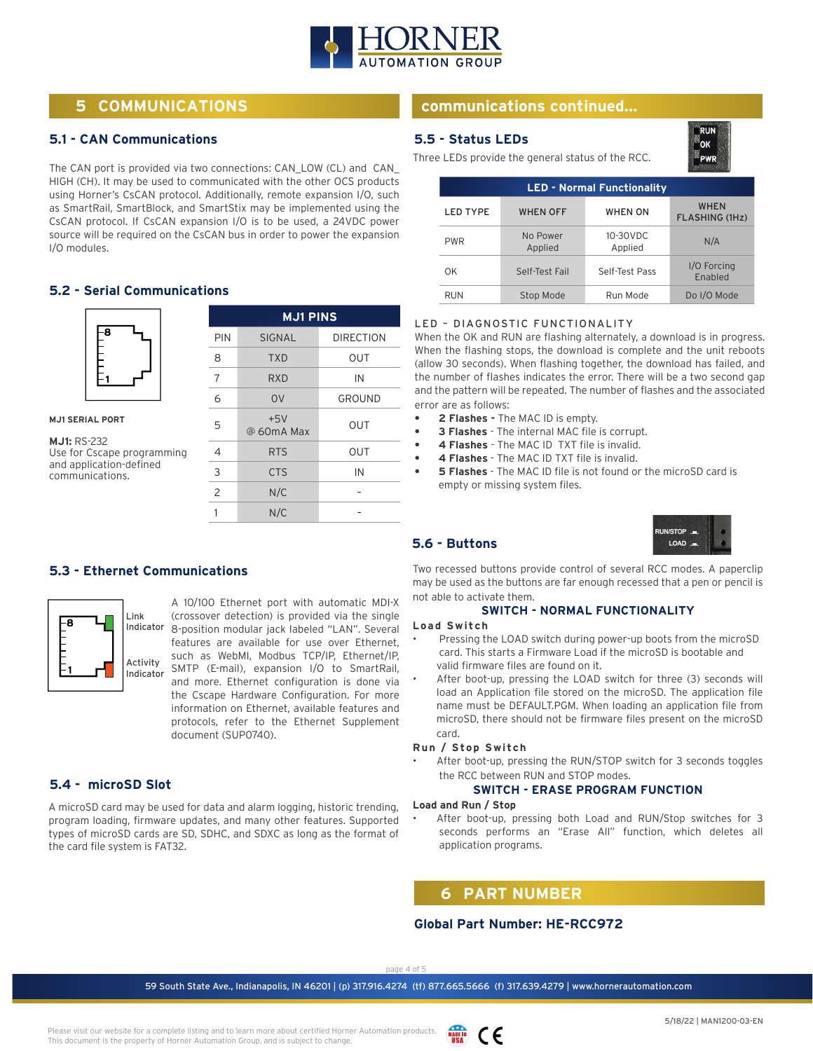# 5 COMMUNICATIONS

## 5.1 - CAN Communications

The CAN port is provided via two connections: CAN_LOW (CL) and CAN_HIGH (CH). It may be used to communicated with the other OCS products using Horner's CsCAN protocol. Additionally, remote expansion I/O, such as SmartRail, SmartBlock, and SmartStix may be implemented using the CsCAN protocol. If CsCAN expansion I/O is to be used, a 24VDC power source will be required on the CsCAN bus in order to power the expansion I/O modules.

## 5.2 - Serial Communications

**MJ1 SERIAL PORT**

**MJ1:** RS-232
Use for Cscape programming and application-defined communications.

| MJ1 PINS | | |
|---|---|---|
| PIN | SIGNAL | DIRECTION |
| 8 | TXD | OUT |
| 7 | RXD | IN |
| 6 | 0V | GROUND |
| 5 | +5V @ 60mA Max | OUT |
| 4 | RTS | OUT |
| 3 | CTS | IN |
| 2 | N/C | - |
| 1 | N/C | - |

## 5.3 - Ethernet Communications

Link Indicator
Activity Indicator

A 10/100 Ethernet port with automatic MDI-X (crossover detection) is provided via the single 8-position modular jack labeled "LAN". Several features are available for use over Ethernet, such as WebMI, Modbus TCP/IP, Ethernet/IP, SMTP (E-mail), expansion I/O to SmartRail, and more. Ethernet configuration is done via the Cscape Hardware Configuration. For more information on Ethernet, available features and protocols, refer to the Ethernet Supplement document (SUP0740).

## 5.4 - microSD Slot

A microSD card may be used for data and alarm logging, historic trending, program loading, firmware updates, and many other features. Supported types of microSD cards are SD, SDHC, and SDXC as long as the format of the card file system is FAT32.

# communications continued...

## 5.5 - Status LEDs

Three LEDs provide the general status of the RCC.

| LED - Normal Functionality | | | |
|---|---|---|---|
| LED TYPE | WHEN OFF | WHEN ON | WHEN FLASHING (1Hz) |
| PWR | No Power Applied | 10-30VDC Applied | N/A |
| OK | Self-Test Fail | Self-Test Pass | I/O Forcing Enabled |
| RUN | Stop Mode | Run Mode | Do I/O Mode |

**LED - DIAGNOSTIC FUNCTIONALITY**

When the OK and RUN are flashing alternately, a download is in progress. When the flashing stops, the download is complete and the unit reboots (allow 30 seconds). When flashing together, the download has failed, and the number of flashes indicates the error. There will be a two second gap and the pattern will be repeated. The number of flashes and the associated error are as follows:

- **2 Flashes -** The MAC ID is empty.
- **3 Flashes** - The internal MAC file is corrupt.
- **4 Flashes** - The MAC ID TXT file is invalid.
- **4 Flashes** - The MAC ID TXT file is invalid.
- **5 Flashes** - The MAC ID file is not found or the microSD card is empty or missing system files.

## 5.6 - Buttons

Two recessed buttons provide control of several RCC modes. A paperclip may be used as the buttons are far enough recessed that a pen or pencil is not able to activate them.

**SWITCH - NORMAL FUNCTIONALITY**

**Load Switch**

- Pressing the LOAD switch during power-up boots from the microSD card. This starts a Firmware Load if the microSD is bootable and valid firmware files are found on it.
- After boot-up, pressing the LOAD switch for three (3) seconds will load an Application file stored on the microSD. The application file name must be DEFAULT.PGM. When loading an application file from microSD, there should not be firmware files present on the microSD card.

**Run / Stop Switch**

- After boot-up, pressing the RUN/STOP switch for 3 seconds toggles the RCC between RUN and STOP modes.

**SWITCH - ERASE PROGRAM FUNCTION**

**Load and Run / Stop**

- After boot-up, pressing both Load and RUN/Stop switches for 3 seconds performs an "Erase All" function, which deletes all application programs.

# 6 PART NUMBER

**Global Part Number: HE-RCC972**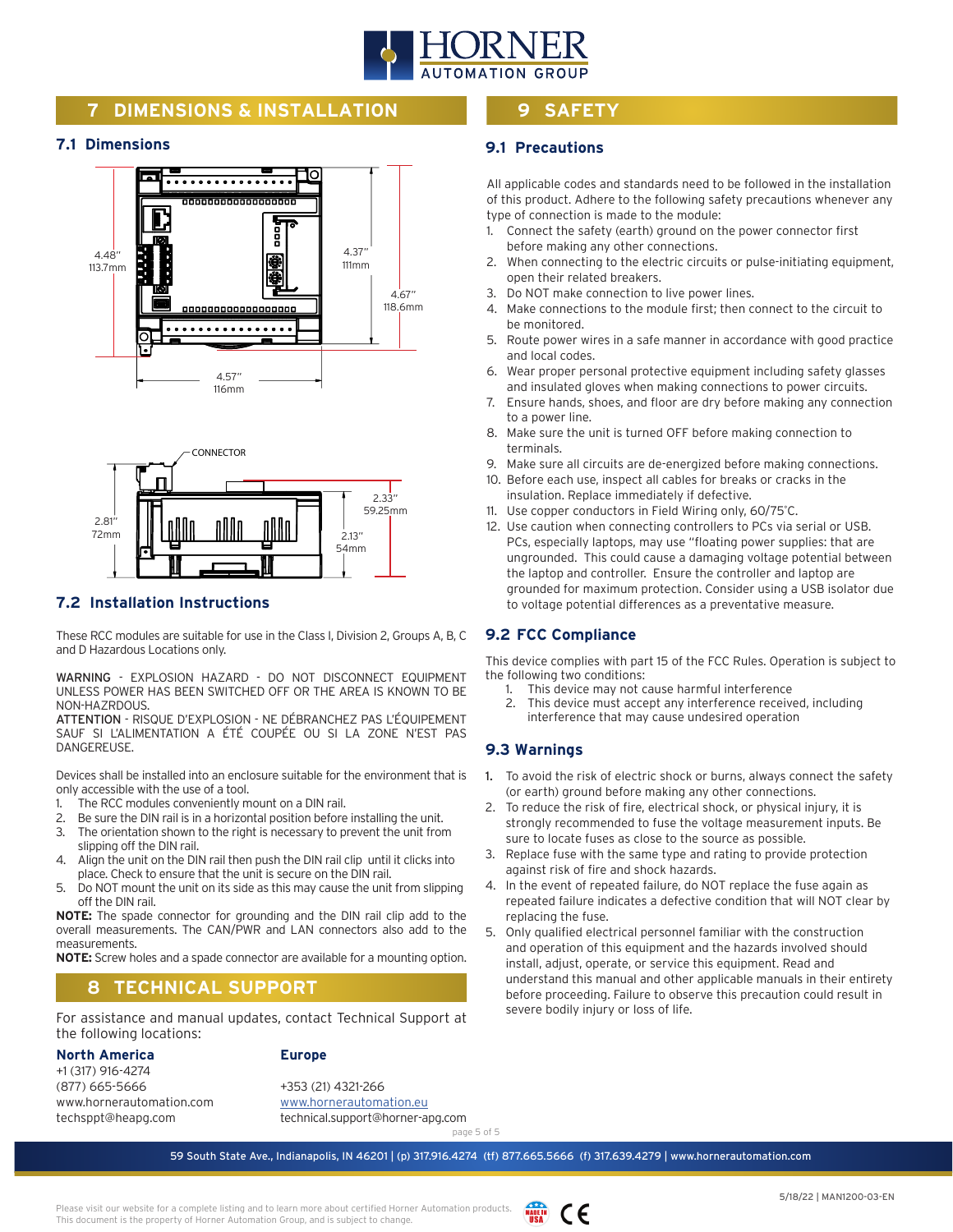## 7 DIMENSIONS & INSTALLATION

### 7.1 Dimensions

4.48"
113.7mm

4.37"
111mm

4.67"
118.6mm

4.57"
116mm

CONNECTOR

2.33"
59.25mm

2.81"
72mm

2.13"
54mm

### 7.2 Installation Instructions

These RCC modules are suitable for use in the Class I, Division 2, Groups A, B, C and D Hazardous Locations only.

WARNING - EXPLOSION HAZARD - DO NOT DISCONNECT EQUIPMENT UNLESS POWER HAS BEEN SWITCHED OFF OR THE AREA IS KNOWN TO BE NON-HAZRDOUS.
ATTENTION - RISQUE D'EXPLOSION - NE DÉBRANCHEZ PAS L'ÉQUIPEMENT SAUF SI L'ALIMENTATION A ÉTÉ COUPÉE OU SI LA ZONE N'EST PAS DANGEREUSE.

Devices shall be installed into an enclosure suitable for the environment that is only accessible with the use of a tool.

1. The RCC modules conveniently mount on a DIN rail.
2. Be sure the DIN rail is in a horizontal position before installing the unit.
3. The orientation shown to the right is necessary to prevent the unit from slipping off the DIN rail.
4. Align the unit on the DIN rail then push the DIN rail clip until it clicks into place. Check to ensure that the unit is secure on the DIN rail.
5. Do NOT mount the unit on its side as this may cause the unit from slipping off the DIN rail.

**NOTE:** The spade connector for grounding and the DIN rail clip add to the overall measurements. The CAN/PWR and LAN connectors also add to the measurements.
**NOTE:** Screw holes and a spade connector are available for a mounting option.

## 8 TECHNICAL SUPPORT

For assistance and manual updates, contact Technical Support at the following locations:

**North America**
+1 (317) 916-4274
(877) 665-5666
www.hornerautomation.com
techsppt@heapg.com

**Europe**
+353 (21) 4321-266
www.hornerautomation.eu
technical.support@horner-apg.com

## 9 SAFETY

### 9.1 Precautions

All applicable codes and standards need to be followed in the installation of this product. Adhere to the following safety precautions whenever any type of connection is made to the module:

1. Connect the safety (earth) ground on the power connector first before making any other connections.
2. When connecting to the electric circuits or pulse-initiating equipment, open their related breakers.
3. Do NOT make connection to live power lines.
4. Make connections to the module first; then connect to the circuit to be monitored.
5. Route power wires in a safe manner in accordance with good practice and local codes.
6. Wear proper personal protective equipment including safety glasses and insulated gloves when making connections to power circuits.
7. Ensure hands, shoes, and floor are dry before making any connection to a power line.
8. Make sure the unit is turned OFF before making connection to terminals.
9. Make sure all circuits are de-energized before making connections.
10. Before each use, inspect all cables for breaks or cracks in the insulation. Replace immediately if defective.
11. Use copper conductors in Field Wiring only, 60/75˚C.
12. Use caution when connecting controllers to PCs via serial or USB. PCs, especially laptops, may use "floating power supplies: that are ungrounded. This could cause a damaging voltage potential between the laptop and controller. Ensure the controller and laptop are grounded for maximum protection. Consider using a USB isolator due to voltage potential differences as a preventative measure.

### 9.2 FCC Compliance

This device complies with part 15 of the FCC Rules. Operation is subject to the following two conditions:

1. This device may not cause harmful interference
2. This device must accept any interference received, including interference that may cause undesired operation

### 9.3 Warnings

1. To avoid the risk of electric shock or burns, always connect the safety (or earth) ground before making any other connections.
2. To reduce the risk of fire, electrical shock, or physical injury, it is strongly recommended to fuse the voltage measurement inputs. Be sure to locate fuses as close to the source as possible.
3. Replace fuse with the same type and rating to provide protection against risk of fire and shock hazards.
4. In the event of repeated failure, do NOT replace the fuse again as repeated failure indicates a defective condition that will NOT clear by replacing the fuse.
5. Only qualified electrical personnel familiar with the construction and operation of this equipment and the hazards involved should install, adjust, operate, or service this equipment. Read and understand this manual and other applicable manuals in their entirety before proceeding. Failure to observe this precaution could result in severe bodily injury or loss of life.